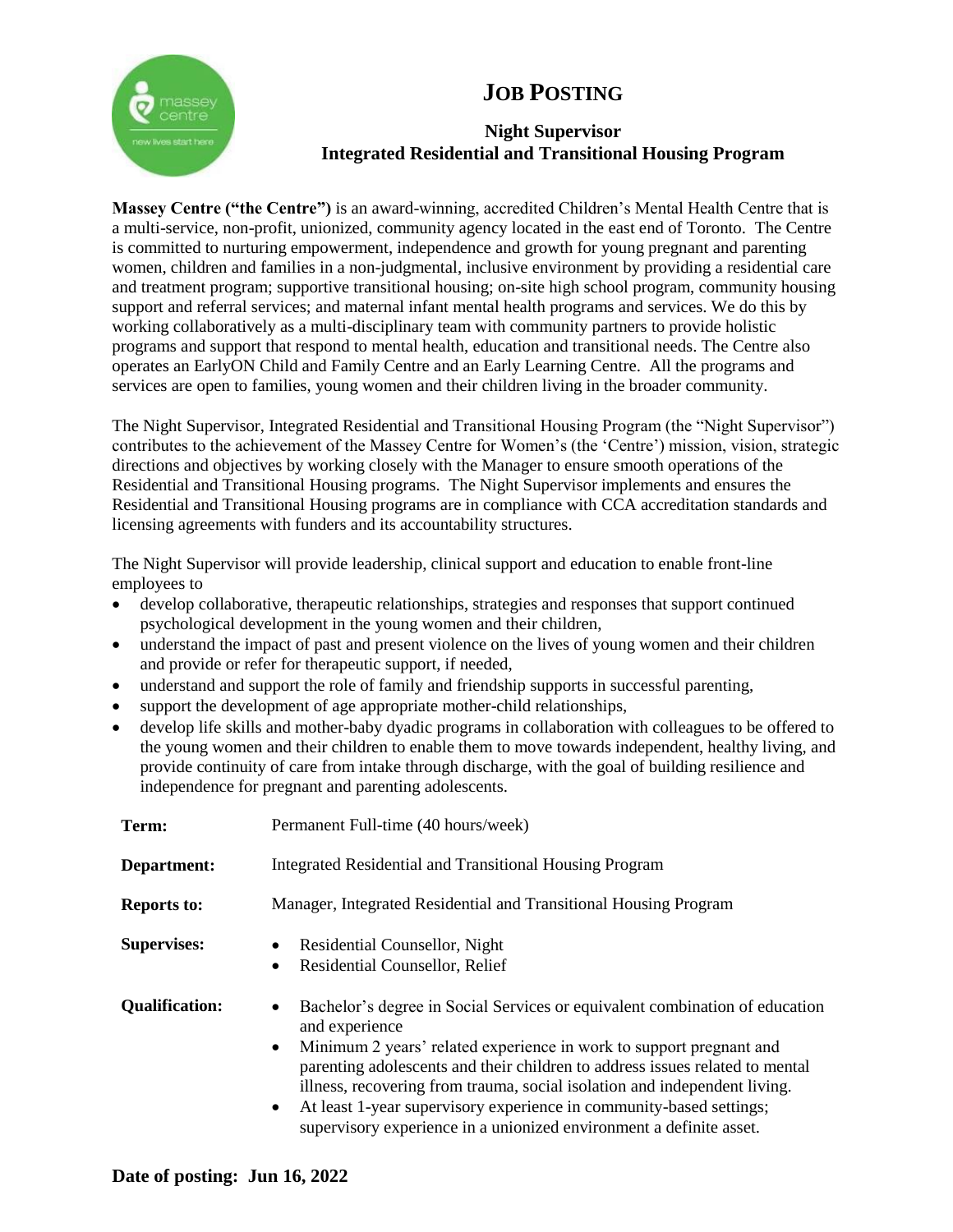# JOB POSTING

## Night Supervisor
## Integrated Residential and Transitional Housing Program

**Massey Centre ("the Centre")** is an award-winning, accredited Children's Mental Health Centre that is a multi-service, non-profit, unionized, community agency located in the east end of Toronto. The Centre is committed to nurturing empowerment, independence and growth for young pregnant and parenting women, children and families in a non-judgmental, inclusive environment by providing a residential care and treatment program; supportive transitional housing; on-site high school program, community housing support and referral services; and maternal infant mental health programs and services. We do this by working collaboratively as a multi-disciplinary team with community partners to provide holistic programs and support that respond to mental health, education and transitional needs. The Centre also operates an EarlyON Child and Family Centre and an Early Learning Centre. All the programs and services are open to families, young women and their children living in the broader community.

The Night Supervisor, Integrated Residential and Transitional Housing Program (the "Night Supervisor") contributes to the achievement of the Massey Centre for Women's (the 'Centre') mission, vision, strategic directions and objectives by working closely with the Manager to ensure smooth operations of the Residential and Transitional Housing programs. The Night Supervisor implements and ensures the Residential and Transitional Housing programs are in compliance with CCA accreditation standards and licensing agreements with funders and its accountability structures.

The Night Supervisor will provide leadership, clinical support and education to enable front-line employees to

- develop collaborative, therapeutic relationships, strategies and responses that support continued psychological development in the young women and their children,
- understand the impact of past and present violence on the lives of young women and their children and provide or refer for therapeutic support, if needed,
- understand and support the role of family and friendship supports in successful parenting,
- support the development of age appropriate mother-child relationships,
- develop life skills and mother-baby dyadic programs in collaboration with colleagues to be offered to the young women and their children to enable them to move towards independent, healthy living, and provide continuity of care from intake through discharge, with the goal of building resilience and independence for pregnant and parenting adolescents.

**Term:** Permanent Full-time (40 hours/week)

**Department:** Integrated Residential and Transitional Housing Program

**Reports to:** Manager, Integrated Residential and Transitional Housing Program

**Supervises:**
- Residential Counsellor, Night
- Residential Counsellor, Relief

**Qualification:**
- Bachelor's degree in Social Services or equivalent combination of education and experience
- Minimum 2 years' related experience in work to support pregnant and parenting adolescents and their children to address issues related to mental illness, recovering from trauma, social isolation and independent living.
- At least 1-year supervisory experience in community-based settings; supervisory experience in a unionized environment a definite asset.

**Date of posting: Jun 16, 2022**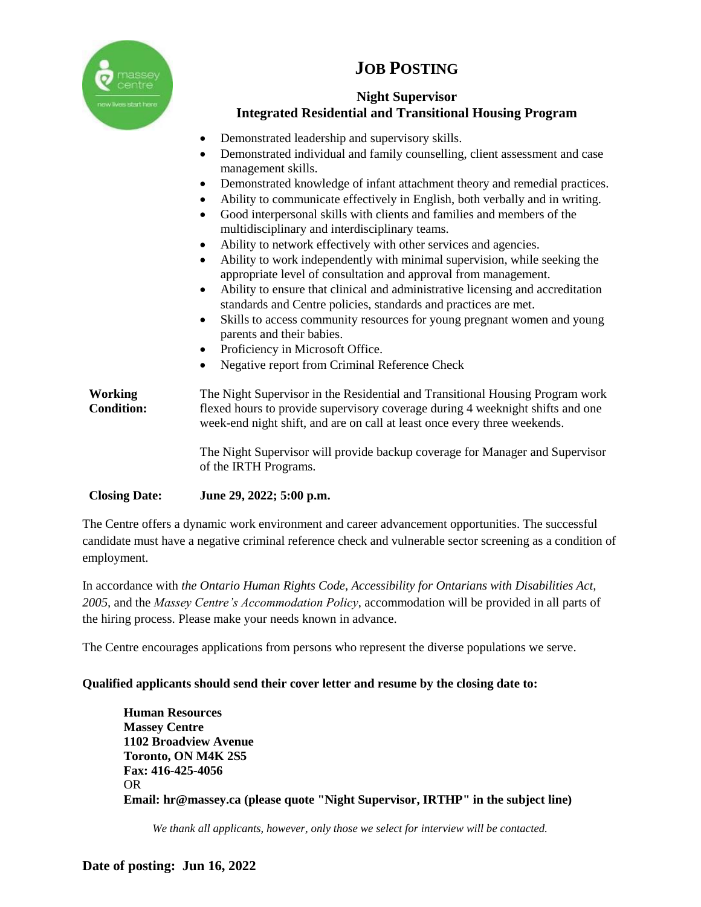# JOB POSTING

### Night Supervisor
### Integrated Residential and Transitional Housing Program

- Demonstrated leadership and supervisory skills.
- Demonstrated individual and family counselling, client assessment and case management skills.
- Demonstrated knowledge of infant attachment theory and remedial practices.
- Ability to communicate effectively in English, both verbally and in writing.
- Good interpersonal skills with clients and families and members of the multidisciplinary and interdisciplinary teams.
- Ability to network effectively with other services and agencies.
- Ability to work independently with minimal supervision, while seeking the appropriate level of consultation and approval from management.
- Ability to ensure that clinical and administrative licensing and accreditation standards and Centre policies, standards and practices are met.
- Skills to access community resources for young pregnant women and young parents and their babies.
- Proficiency in Microsoft Office.
- Negative report from Criminal Reference Check

**Working Condition:** The Night Supervisor in the Residential and Transitional Housing Program work flexed hours to provide supervisory coverage during 4 weeknight shifts and one week-end night shift, and are on call at least once every three weekends.

The Night Supervisor will provide backup coverage for Manager and Supervisor of the IRTH Programs.

**Closing Date:** **June 29, 2022; 5:00 p.m.**

The Centre offers a dynamic work environment and career advancement opportunities. The successful candidate must have a negative criminal reference check and vulnerable sector screening as a condition of employment.

In accordance with *the Ontario Human Rights Code, Accessibility for Ontarians with Disabilities Act, 2005,* and the *Massey Centre's Accommodation Policy*, accommodation will be provided in all parts of the hiring process. Please make your needs known in advance.

The Centre encourages applications from persons who represent the diverse populations we serve.

**Qualified applicants should send their cover letter and resume by the closing date to:**

**Human Resources**
**Massey Centre**
**1102 Broadview Avenue**
**Toronto, ON M4K 2S5**
**Fax: 416-425-4056**
OR
**Email: hr@massey.ca (please quote "Night Supervisor, IRTHP" in the subject line)**

*We thank all applicants, however, only those we select for interview will be contacted.*

**Date of posting: Jun 16, 2022**